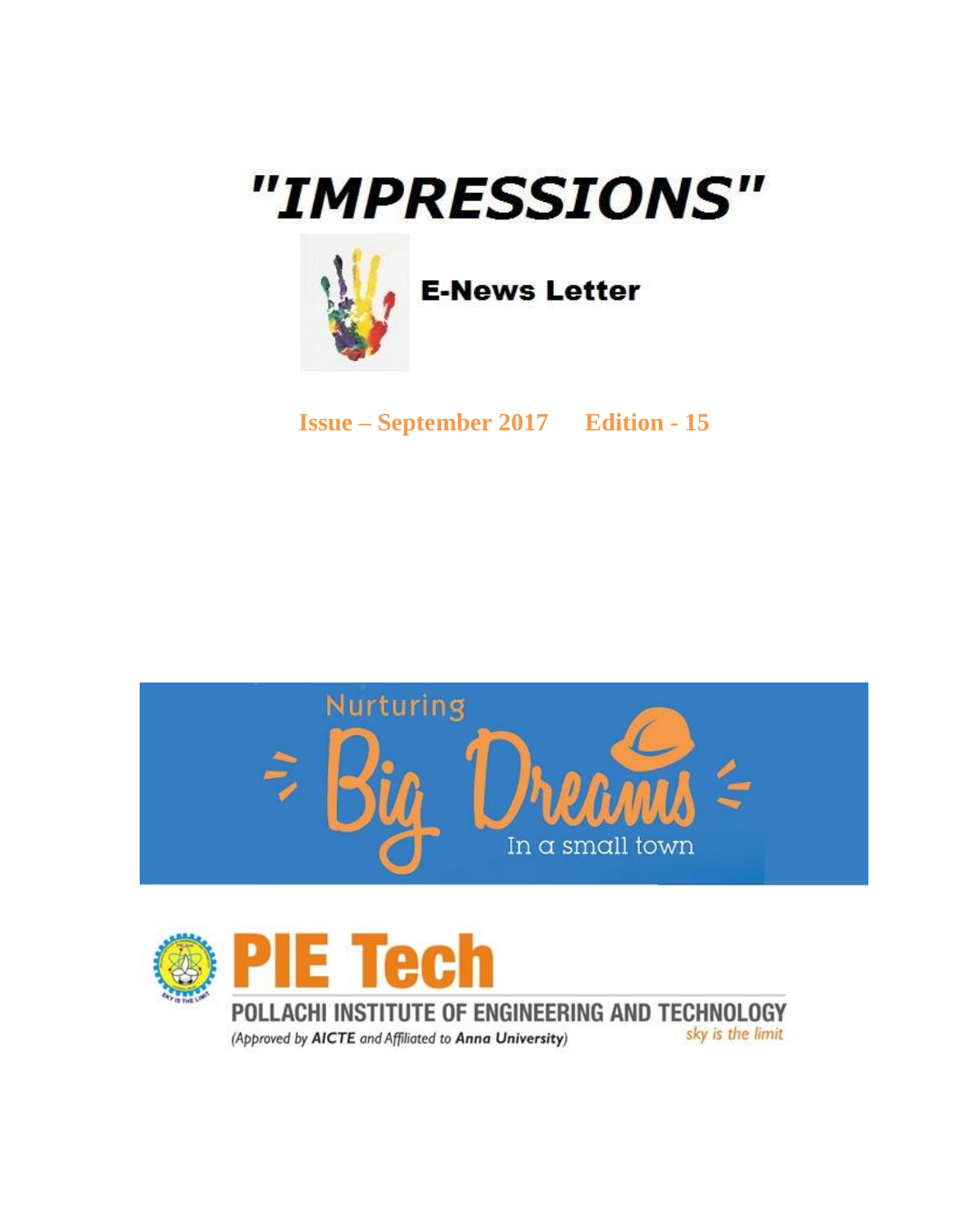# "IMPRESSIONS"

**E-News Letter**

**Issue – September 2017 Edition - 15**

Nurturing Big Dreams In a small town

# PIE Tech

POLLACHI INSTITUTE OF ENGINEERING AND TECHNOLOGY

*(Approved by **AICTE** and Affiliated to **Anna University**)*

*sky is the limit*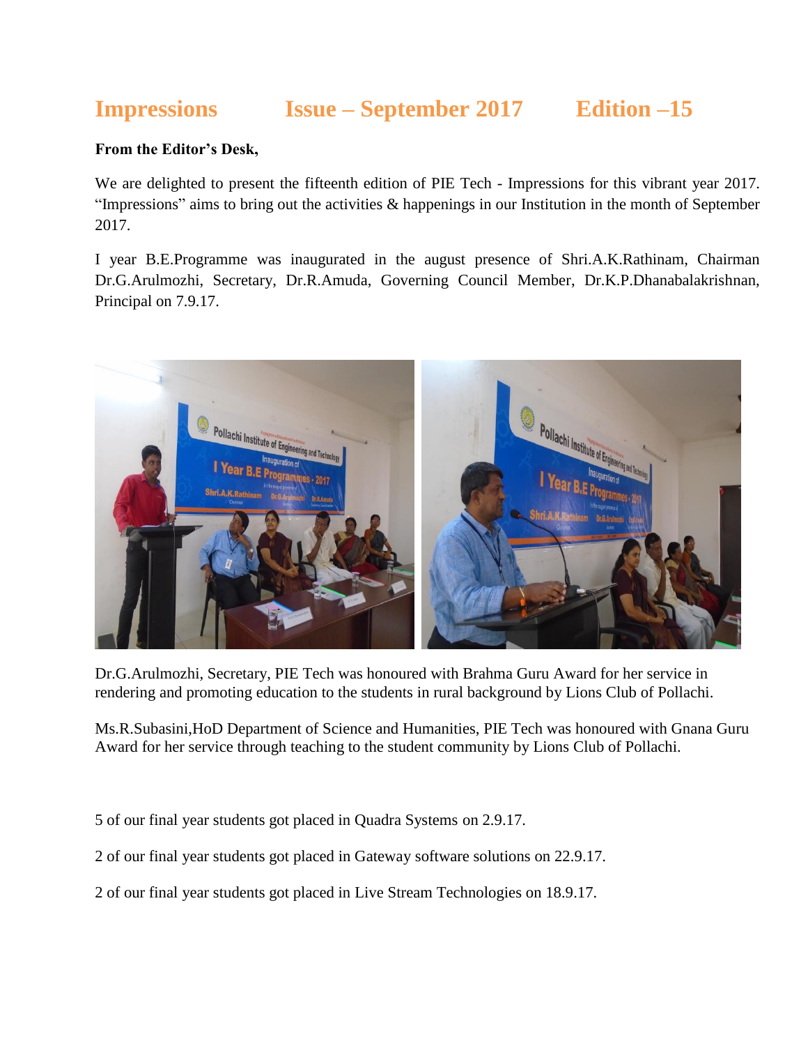# Impressions Issue – September 2017 Edition –15

**From the Editor's Desk,**

We are delighted to present the fifteenth edition of PIE Tech - Impressions for this vibrant year 2017. "Impressions" aims to bring out the activities & happenings in our Institution in the month of September 2017.

I year B.E.Programme was inaugurated in the august presence of Shri.A.K.Rathinam, Chairman Dr.G.Arulmozhi, Secretary, Dr.R.Amuda, Governing Council Member, Dr.K.P.Dhanabalakrishnan, Principal on 7.9.17.

Dr.G.Arulmozhi, Secretary, PIE Tech was honoured with Brahma Guru Award for her service in rendering and promoting education to the students in rural background by Lions Club of Pollachi.

Ms.R.Subasini,HoD Department of Science and Humanities, PIE Tech was honoured with Gnana Guru Award for her service through teaching to the student community by Lions Club of Pollachi.

5 of our final year students got placed in Quadra Systems on 2.9.17.

2 of our final year students got placed in Gateway software solutions on 22.9.17.

2 of our final year students got placed in Live Stream Technologies on 18.9.17.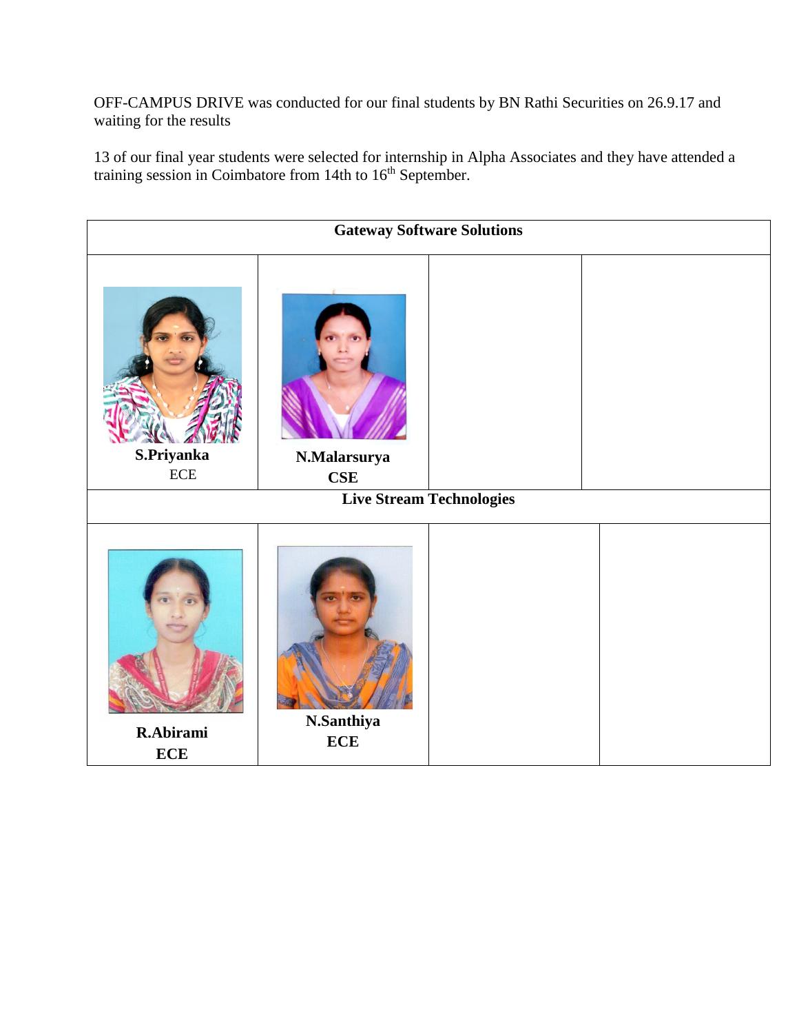OFF-CAMPUS DRIVE was conducted for our final students by BN Rathi Securities on 26.9.17 and waiting for the results

13 of our final year students were selected for internship in Alpha Associates and they have attended a training session in Coimbatore from 14th to 16th September.

| **Gateway Software Solutions** | | | |
|---|---|---|---|
| **S.Priyanka** ECE | **N.Malarsurya** **CSE** | | |
| **Live Stream Technologies** | | | |
| **R.Abirami** **ECE** | **N.Santhiya** **ECE** | | |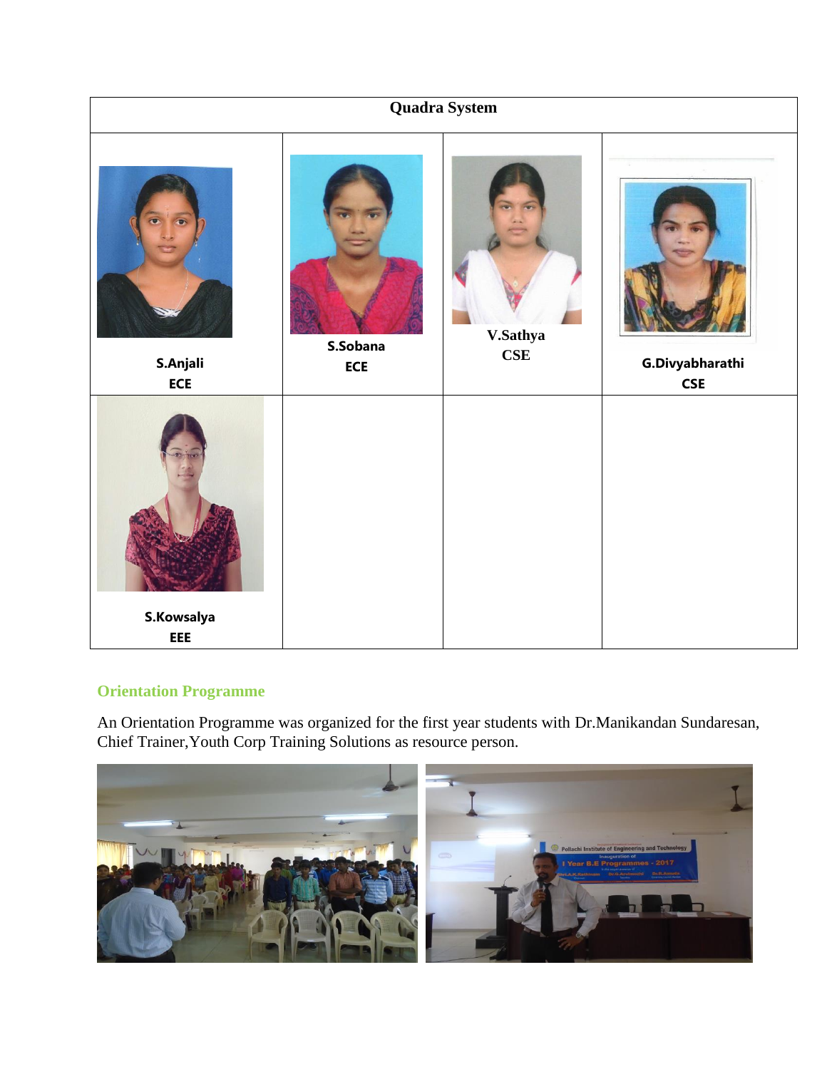| Quadra System | | | |
|---|---|---|---|
| **S.Anjali**<br>**ECE** | **S.Sobana**<br>**ECE** | **V.Sathya**<br>**CSE** | **G.Divyabharathi**<br>**CSE** |
| **S.Kowsalya**<br>**EEE** | | | |

### Orientation Programme

An Orientation Programme was organized for the first year students with Dr.Manikandan Sundaresan, Chief Trainer,Youth Corp Training Solutions as resource person.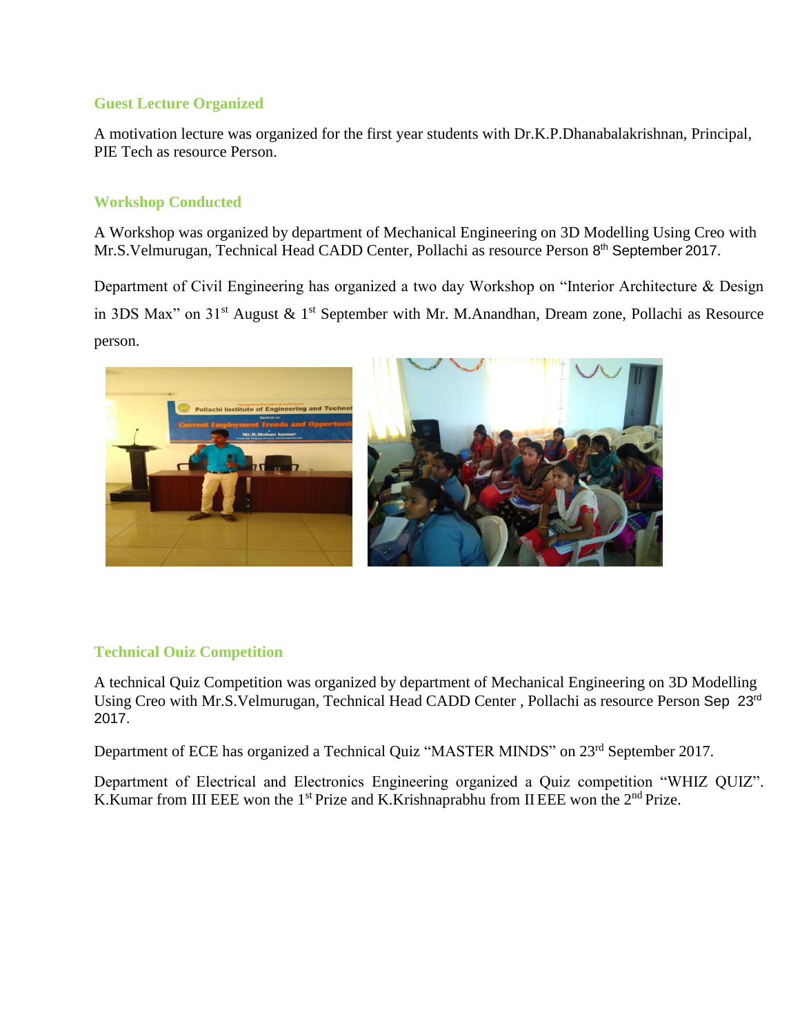## Guest Lecture Organized

A motivation lecture was organized for the first year students with Dr.K.P.Dhanabalakrishnan, Principal, PIE Tech as resource Person.

## Workshop Conducted

A Workshop was organized by department of Mechanical Engineering on 3D Modelling Using Creo with Mr.S.Velmurugan, Technical Head CADD Center, Pollachi as resource Person 8th September 2017.

Department of Civil Engineering has organized a two day Workshop on "Interior Architecture & Design in 3DS Max" on 31st August & 1st September with Mr. M.Anandhan, Dream zone, Pollachi as Resource person.

## Technical Ouiz Competition

A technical Quiz Competition was organized by department of Mechanical Engineering on 3D Modelling Using Creo with Mr.S.Velmurugan, Technical Head CADD Center , Pollachi as resource Person Sep 23rd 2017.

Department of ECE has organized a Technical Quiz "MASTER MINDS" on 23rd September 2017.

Department of Electrical and Electronics Engineering organized a Quiz competition "WHIZ QUIZ". K.Kumar from III EEE won the 1st Prize and K.Krishnaprabhu from II EEE won the 2nd Prize.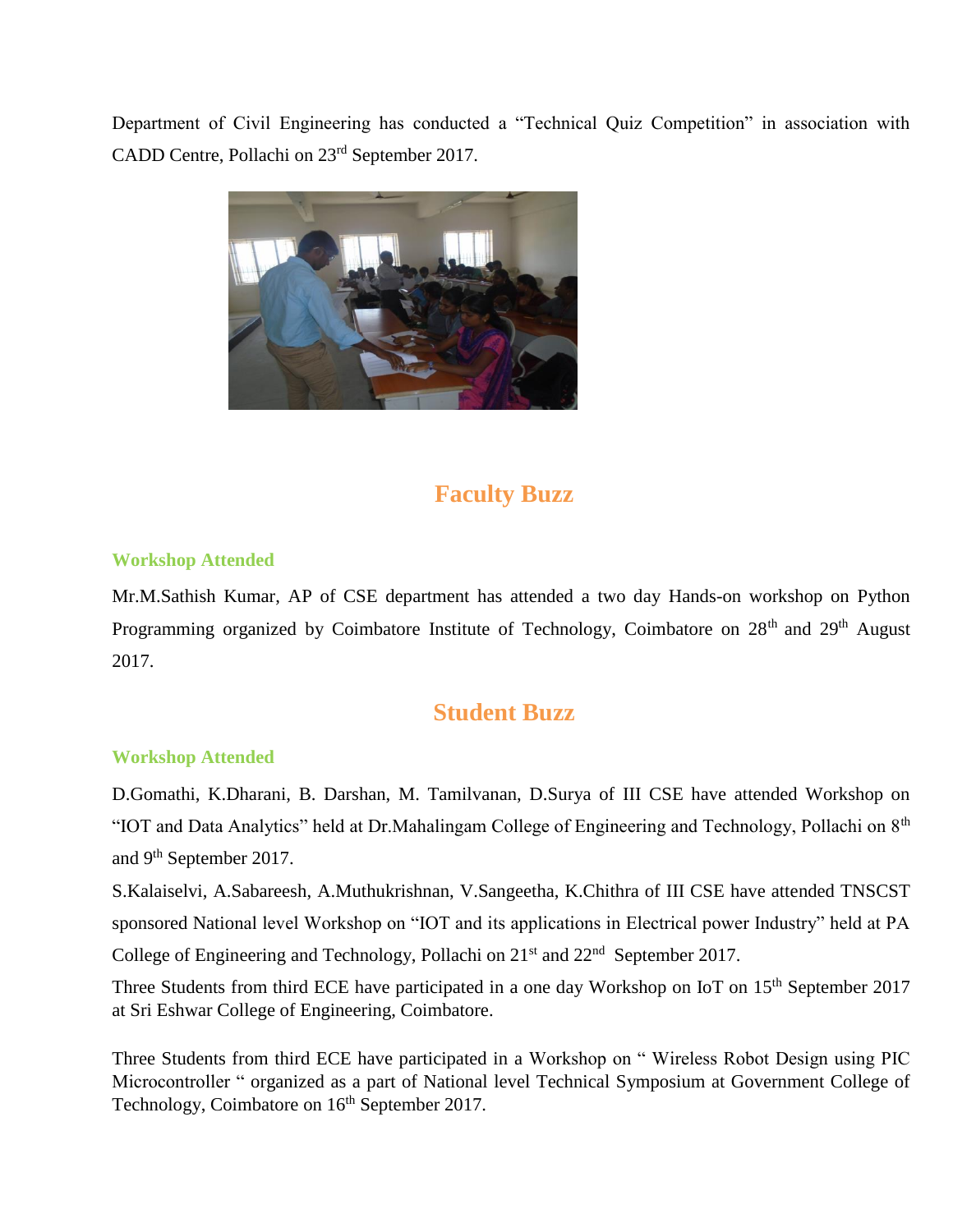Department of Civil Engineering has conducted a "Technical Quiz Competition" in association with CADD Centre, Pollachi on 23rd September 2017.

## Faculty Buzz

### Workshop Attended

Mr.M.Sathish Kumar, AP of CSE department has attended a two day Hands-on workshop on Python Programming organized by Coimbatore Institute of Technology, Coimbatore on 28th and 29th August 2017.

## Student Buzz

### Workshop Attended

D.Gomathi, K.Dharani, B. Darshan, M. Tamilvanan, D.Surya of III CSE have attended Workshop on "IOT and Data Analytics" held at Dr.Mahalingam College of Engineering and Technology, Pollachi on 8th and 9th September 2017.

S.Kalaiselvi, A.Sabareesh, A.Muthukrishnan, V.Sangeetha, K.Chithra of III CSE have attended TNSCST sponsored National level Workshop on "IOT and its applications in Electrical power Industry" held at PA College of Engineering and Technology, Pollachi on 21st and 22nd September 2017.

Three Students from third ECE have participated in a one day Workshop on IoT on 15th September 2017 at Sri Eshwar College of Engineering, Coimbatore.

Three Students from third ECE have participated in a Workshop on " Wireless Robot Design using PIC Microcontroller " organized as a part of National level Technical Symposium at Government College of Technology, Coimbatore on 16th September 2017.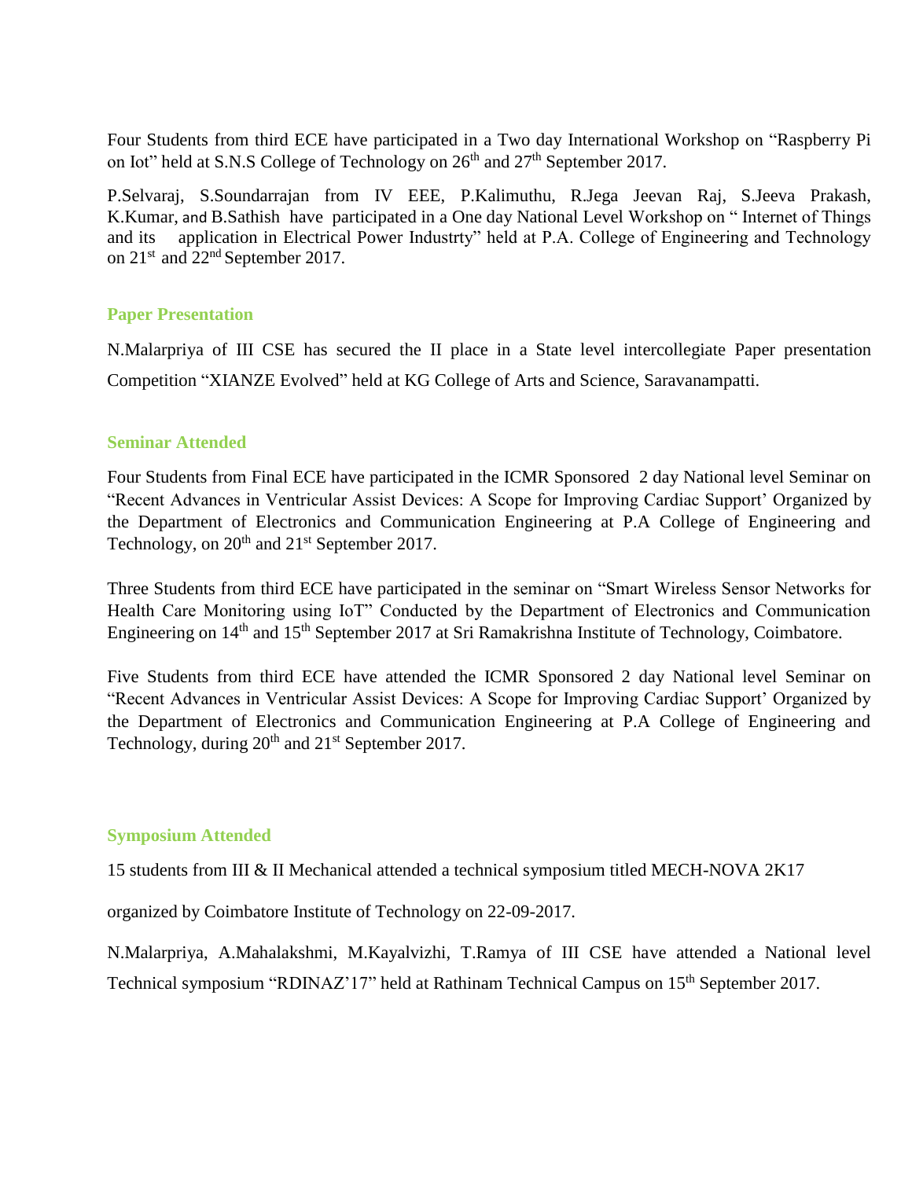Four Students from third ECE have participated in a Two day International Workshop on "Raspberry Pi on Iot" held at S.N.S College of Technology on 26th and 27th September 2017.

P.Selvaraj, S.Soundarrajan from IV EEE, P.Kalimuthu, R.Jega Jeevan Raj, S.Jeeva Prakash, K.Kumar, and B.Sathish have participated in a One day National Level Workshop on " Internet of Things and its application in Electrical Power Industrty" held at P.A. College of Engineering and Technology on 21st and 22nd September 2017.

### Paper Presentation

N.Malarpriya of III CSE has secured the II place in a State level intercollegiate Paper presentation Competition "XIANZE Evolved" held at KG College of Arts and Science, Saravanampatti.

### Seminar Attended

Four Students from Final ECE have participated in the ICMR Sponsored 2 day National level Seminar on "Recent Advances in Ventricular Assist Devices: A Scope for Improving Cardiac Support' Organized by the Department of Electronics and Communication Engineering at P.A College of Engineering and Technology, on 20th and 21st September 2017.

Three Students from third ECE have participated in the seminar on "Smart Wireless Sensor Networks for Health Care Monitoring using IoT" Conducted by the Department of Electronics and Communication Engineering on 14th and 15th September 2017 at Sri Ramakrishna Institute of Technology, Coimbatore.

Five Students from third ECE have attended the ICMR Sponsored 2 day National level Seminar on "Recent Advances in Ventricular Assist Devices: A Scope for Improving Cardiac Support' Organized by the Department of Electronics and Communication Engineering at P.A College of Engineering and Technology, during 20th and 21st September 2017.

### Symposium Attended

15 students from III & II Mechanical attended a technical symposium titled MECH-NOVA 2K17

organized by Coimbatore Institute of Technology on 22-09-2017.

N.Malarpriya, A.Mahalakshmi, M.Kayalvizhi, T.Ramya of III CSE have attended a National level Technical symposium "RDINAZ'17" held at Rathinam Technical Campus on 15th September 2017.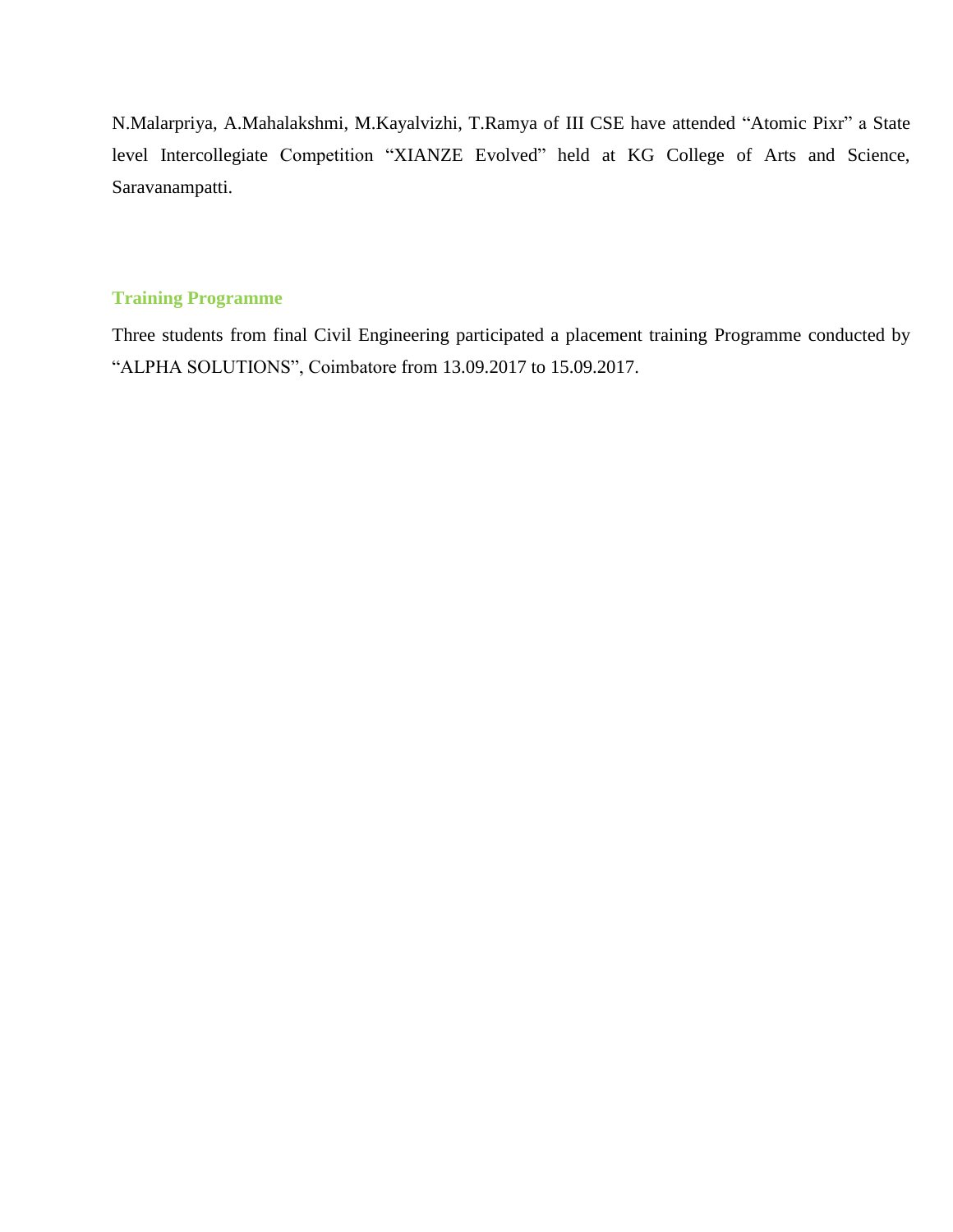N.Malarpriya, A.Mahalakshmi, M.Kayalvizhi, T.Ramya of III CSE have attended "Atomic Pixr" a State level Intercollegiate Competition "XIANZE Evolved" held at KG College of Arts and Science, Saravanampatti.

### Training Programme

Three students from final Civil Engineering participated a placement training Programme conducted by "ALPHA SOLUTIONS", Coimbatore from 13.09.2017 to 15.09.2017.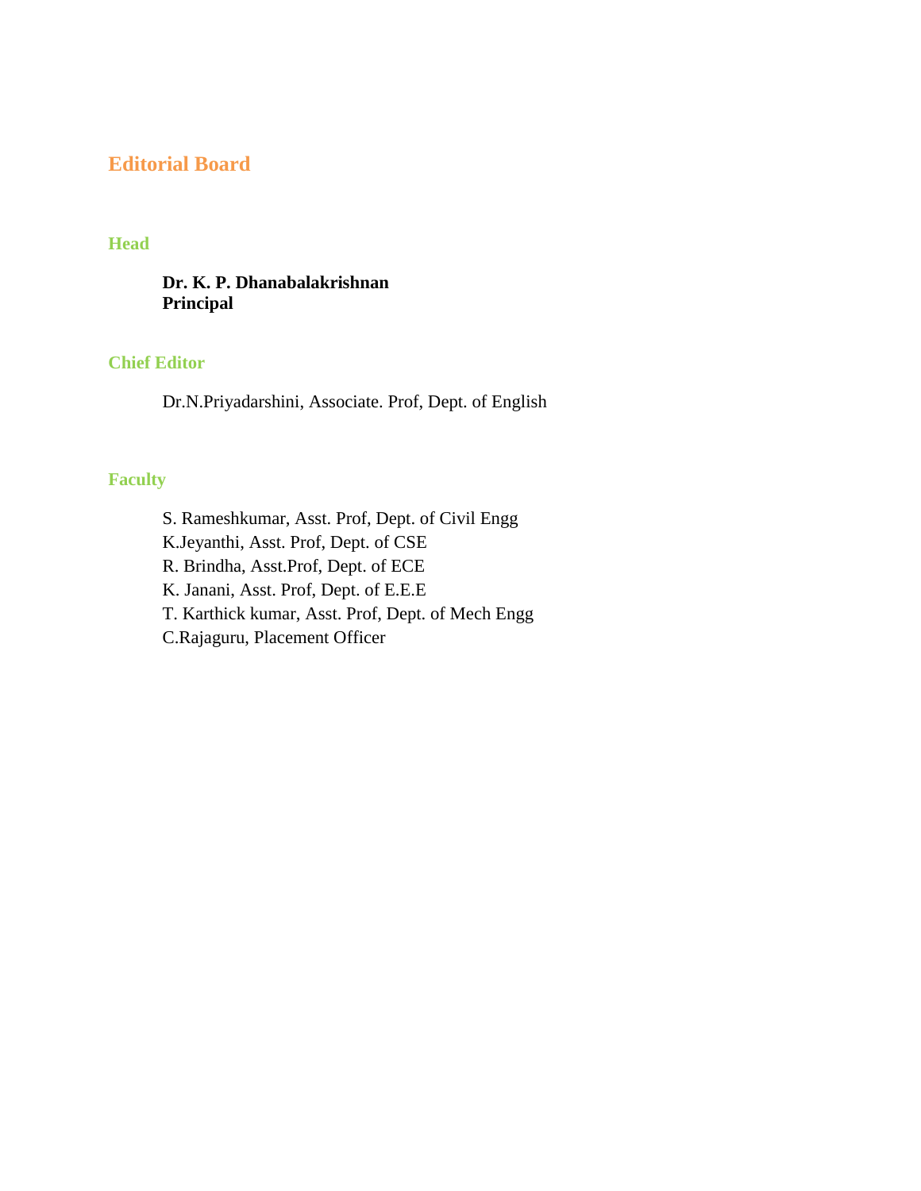# Editorial Board

## Head

**Dr. K. P. Dhanabalakrishnan**
**Principal**

## Chief Editor

Dr.N.Priyadarshini, Associate. Prof, Dept. of English

## Faculty

S. Rameshkumar, Asst. Prof, Dept. of Civil Engg
K.Jeyanthi, Asst. Prof, Dept. of CSE
R. Brindha, Asst.Prof, Dept. of ECE
K. Janani, Asst. Prof, Dept. of E.E.E
T. Karthick kumar, Asst. Prof, Dept. of Mech Engg
C.Rajaguru, Placement Officer